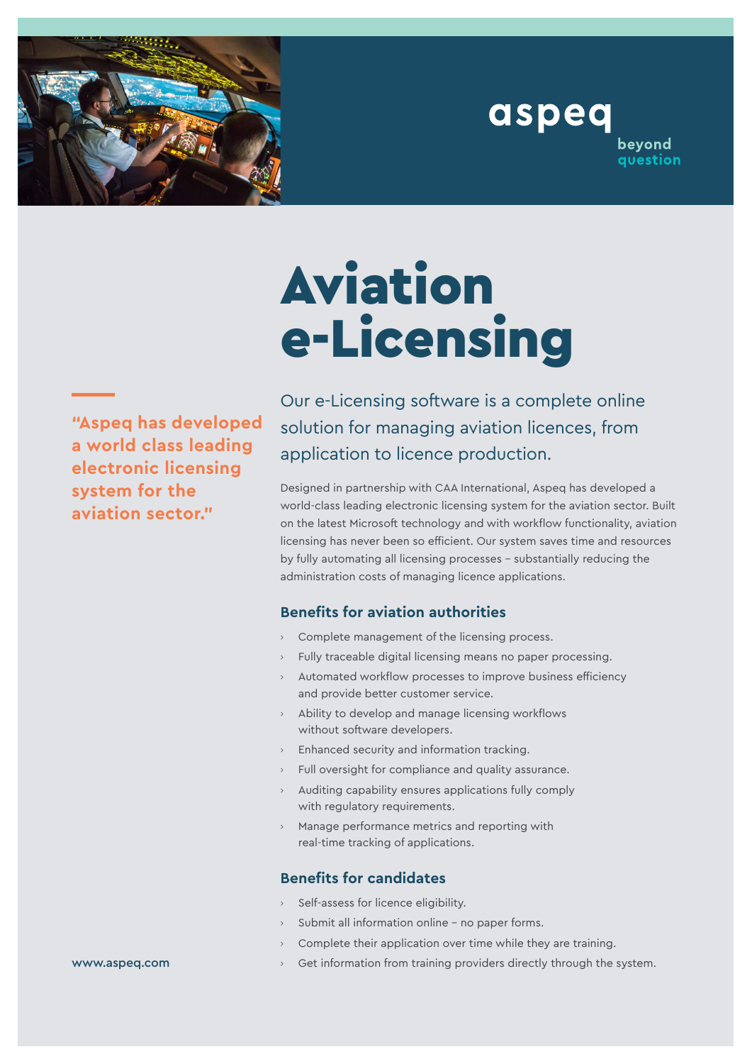aspeq

beyond question

# Aviation e-Licensing

> "Aspeq has developed a world class leading electronic licensing system for the aviation sector."

Our e-Licensing software is a complete online solution for managing aviation licences, from application to licence production.

Designed in partnership with CAA International, Aspeq has developed a world-class leading electronic licensing system for the aviation sector. Built on the latest Microsoft technology and with workflow functionality, aviation licensing has never been so efficient. Our system saves time and resources by fully automating all licensing processes – substantially reducing the administration costs of managing licence applications.

### Benefits for aviation authorities

- Complete management of the licensing process.
- Fully traceable digital licensing means no paper processing.
- Automated workflow processes to improve business efficiency and provide better customer service.
- Ability to develop and manage licensing workflows without software developers.
- Enhanced security and information tracking.
- Full oversight for compliance and quality assurance.
- Auditing capability ensures applications fully comply with regulatory requirements.
- Manage performance metrics and reporting with real-time tracking of applications.

### Benefits for candidates

- Self-assess for licence eligibility.
- Submit all information online – no paper forms.
- Complete their application over time while they are training.
- Get information from training providers directly through the system.

www.aspeq.com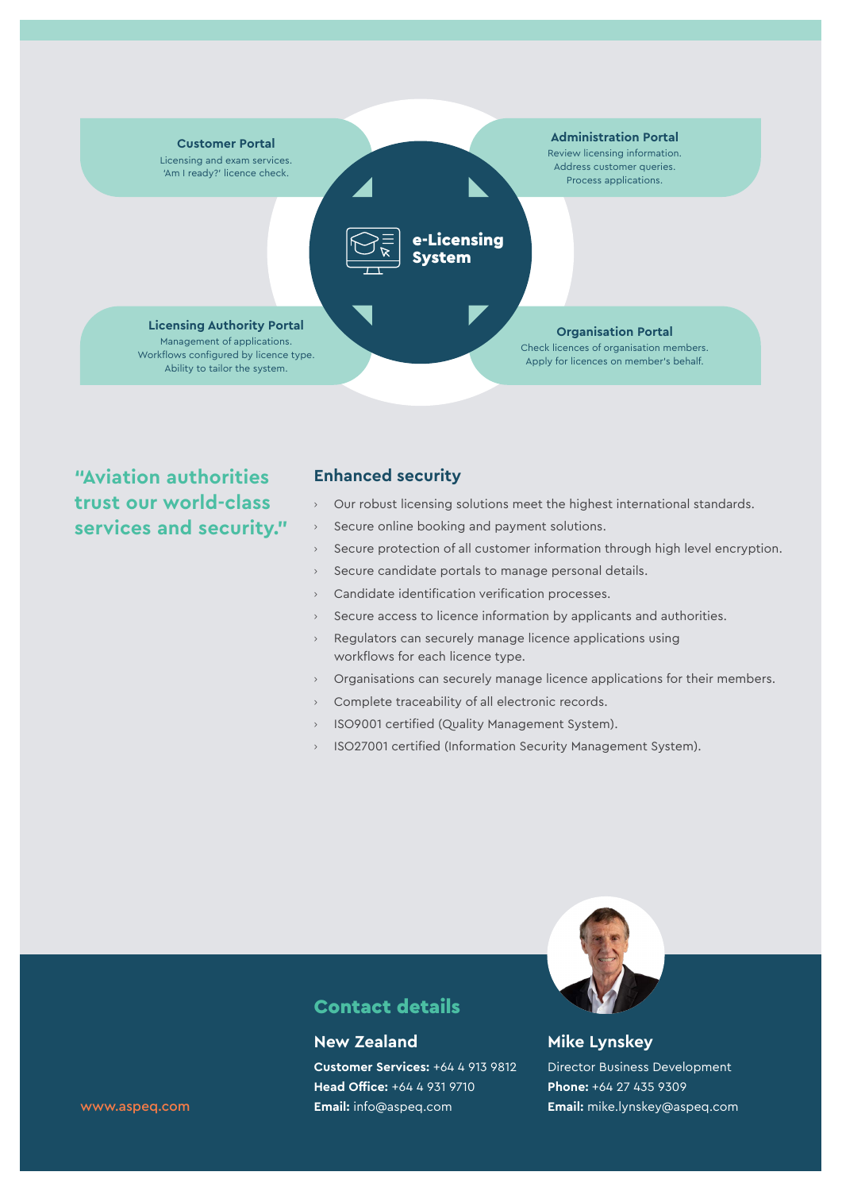**Customer Portal**
Licensing and exam services.
'Am I ready?' licence check.

**Administration Portal**
Review licensing information.
Address customer queries.
Process applications.

**e-Licensing System**

**Licensing Authority Portal**
Management of applications.
Workflows configured by licence type.
Ability to tailor the system.

**Organisation Portal**
Check licences of organisation members.
Apply for licences on member's behalf.

"Aviation authorities trust our world-class services and security."

## Enhanced security

- Our robust licensing solutions meet the highest international standards.
- Secure online booking and payment solutions.
- Secure protection of all customer information through high level encryption.
- Secure candidate portals to manage personal details.
- Candidate identification verification processes.
- Secure access to licence information by applicants and authorities.
- Regulators can securely manage licence applications using workflows for each licence type.
- Organisations can securely manage licence applications for their members.
- Complete traceability of all electronic records.
- ISO9001 certified (Quality Management System).
- ISO27001 certified (Information Security Management System).

## Contact details

### New Zealand

**Customer Services:** +64 4 913 9812
**Head Office:** +64 4 931 9710
**Email:** info@aspeq.com

### Mike Lynskey

Director Business Development
**Phone:** +64 27 435 9309
**Email:** mike.lynskey@aspeq.com

www.aspeq.com